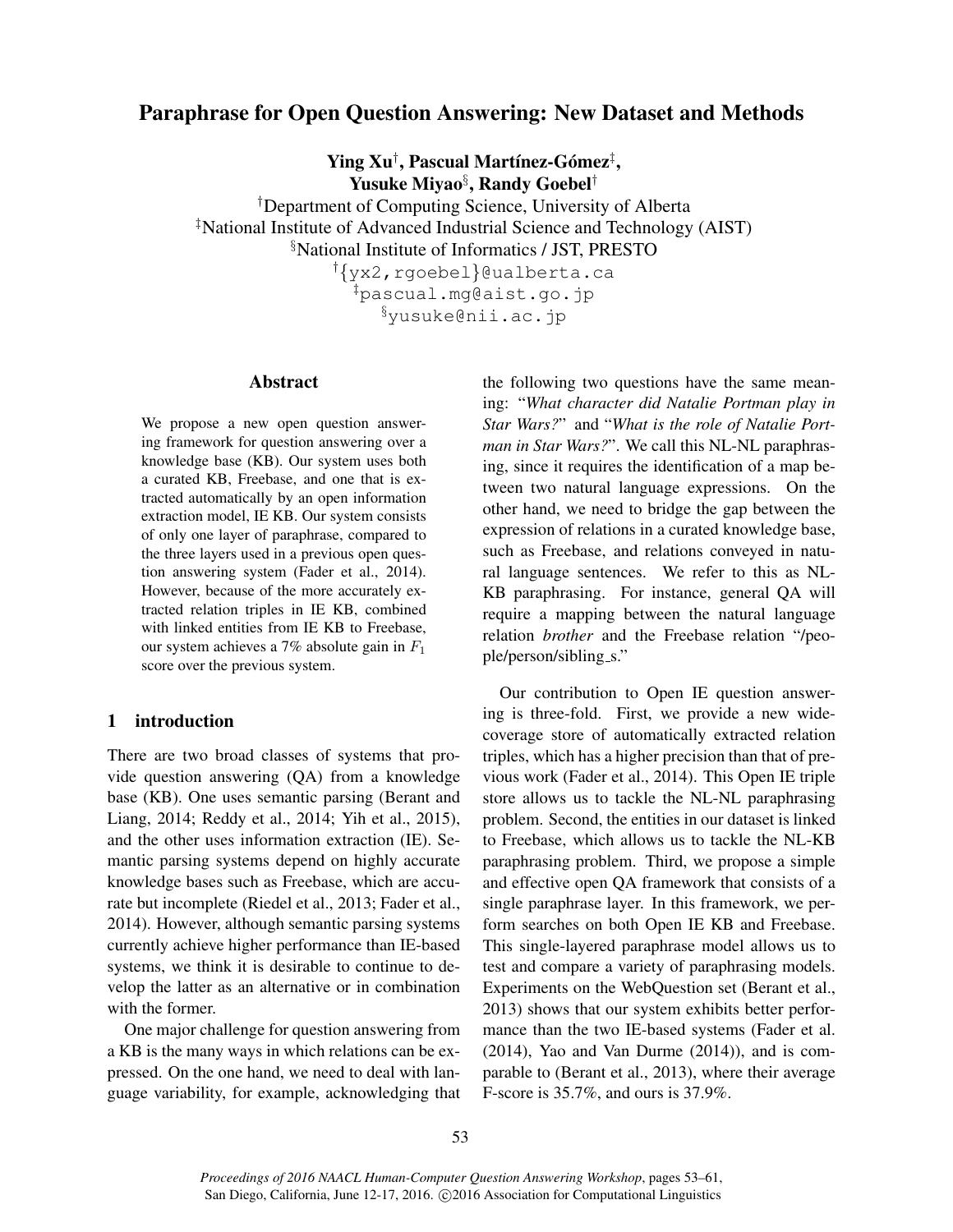# Paraphrase for Open Question Answering: New Dataset and Methods

**Ying Xu**[†], **Pascual Martínez-Gómez**[‡], **Yusuke Miyao**[§], **Randy Goebel**[†]

[†]Department of Computing Science, University of Alberta
[‡]National Institute of Advanced Industrial Science and Technology (AIST)
[§]National Institute of Informatics / JST, PRESTO
[†]{yx2,rgoebel}@ualberta.ca
[‡]pascual.mg@aist.go.jp
[§]yusuke@nii.ac.jp

## Abstract

We propose a new open question answering framework for question answering over a knowledge base (KB). Our system uses both a curated KB, Freebase, and one that is extracted automatically by an open information extraction model, IE KB. Our system consists of only one layer of paraphrase, compared to the three layers used in a previous open question answering system (Fader et al., 2014). However, because of the more accurately extracted relation triples in IE KB, combined with linked entities from IE KB to Freebase, our system achieves a 7% absolute gain in $F_1$ score over the previous system.

## 1 introduction

There are two broad classes of systems that provide question answering (QA) from a knowledge base (KB). One uses semantic parsing (Berant and Liang, 2014; Reddy et al., 2014; Yih et al., 2015), and the other uses information extraction (IE). Semantic parsing systems depend on highly accurate knowledge bases such as Freebase, which are accurate but incomplete (Riedel et al., 2013; Fader et al., 2014). However, although semantic parsing systems currently achieve higher performance than IE-based systems, we think it is desirable to continue to develop the latter as an alternative or in combination with the former.

One major challenge for question answering from a KB is the many ways in which relations can be expressed. On the one hand, we need to deal with language variability, for example, acknowledging that the following two questions have the same meaning: "*What character did Natalie Portman play in Star Wars?*" and "*What is the role of Natalie Portman in Star Wars?*". We call this NL-NL paraphrasing, since it requires the identification of a map between two natural language expressions. On the other hand, we need to bridge the gap between the expression of relations in a curated knowledge base, such as Freebase, and relations conveyed in natural language sentences. We refer to this as NL-KB paraphrasing. For instance, general QA will require a mapping between the natural language relation *brother* and the Freebase relation "/people/person/sibling_s."

Our contribution to Open IE question answering is three-fold. First, we provide a new wide-coverage store of automatically extracted relation triples, which has a higher precision than that of previous work (Fader et al., 2014). This Open IE triple store allows us to tackle the NL-NL paraphrasing problem. Second, the entities in our dataset is linked to Freebase, which allows us to tackle the NL-KB paraphrasing problem. Third, we propose a simple and effective open QA framework that consists of a single paraphrase layer. In this framework, we perform searches on both Open IE KB and Freebase. This single-layered paraphrase model allows us to test and compare a variety of paraphrasing models. Experiments on the WebQuestion set (Berant et al., 2013) shows that our system exhibits better performance than the two IE-based systems (Fader et al. (2014), Yao and Van Durme (2014)), and is comparable to (Berant et al., 2013), where their average F-score is 35.7%, and ours is 37.9%.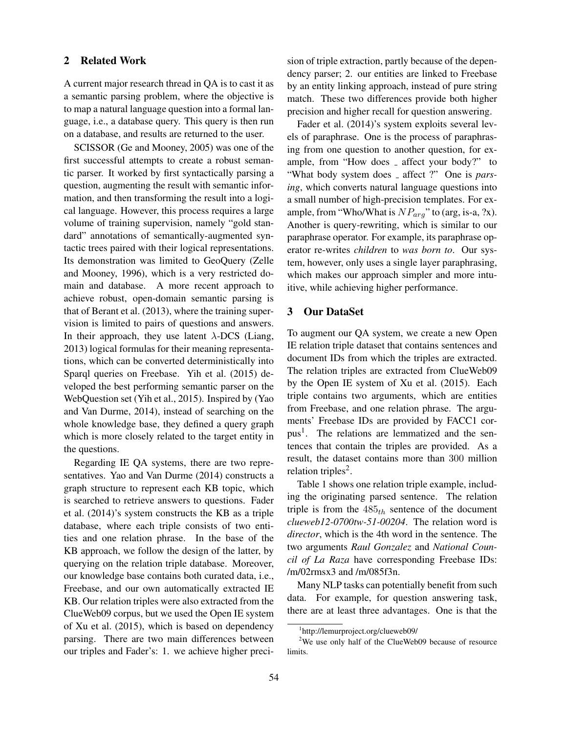## 2 Related Work

A current major research thread in QA is to cast it as a semantic parsing problem, where the objective is to map a natural language question into a formal language, i.e., a database query. This query is then run on a database, and results are returned to the user.

SCISSOR (Ge and Mooney, 2005) was one of the first successful attempts to create a robust semantic parser. It worked by first syntactically parsing a question, augmenting the result with semantic information, and then transforming the result into a logical language. However, this process requires a large volume of training supervision, namely "gold standard" annotations of semantically-augmented syntactic trees paired with their logical representations. Its demonstration was limited to GeoQuery (Zelle and Mooney, 1996), which is a very restricted domain and database. A more recent approach to achieve robust, open-domain semantic parsing is that of Berant et al. (2013), where the training supervision is limited to pairs of questions and answers. In their approach, they use latent $\lambda$-DCS (Liang, 2013) logical formulas for their meaning representations, which can be converted deterministically into Sparql queries on Freebase. Yih et al. (2015) developed the best performing semantic parser on the WebQuestion set (Yih et al., 2015). Inspired by (Yao and Van Durme, 2014), instead of searching on the whole knowledge base, they defined a query graph which is more closely related to the target entity in the questions.

Regarding IE QA systems, there are two representatives. Yao and Van Durme (2014) constructs a graph structure to represent each KB topic, which is searched to retrieve answers to questions. Fader et al. (2014)'s system constructs the KB as a triple database, where each triple consists of two entities and one relation phrase. In the base of the KB approach, we follow the design of the latter, by querying on the relation triple database. Moreover, our knowledge base contains both curated data, i.e., Freebase, and our own automatically extracted IE KB. Our relation triples were also extracted from the ClueWeb09 corpus, but we used the Open IE system of Xu et al. (2015), which is based on dependency parsing. There are two main differences between our triples and Fader's: 1. we achieve higher precision of triple extraction, partly because of the dependency parser; 2. our entities are linked to Freebase by an entity linking approach, instead of pure string match. These two differences provide both higher precision and higher recall for question answering.

Fader et al. (2014)'s system exploits several levels of paraphrase. One is the process of paraphrasing from one question to another question, for example, from "How does _ affect your body?" to "What body system does _ affect ?" One is *parsing*, which converts natural language questions into a small number of high-precision templates. For example, from "Who/What is $NP_{arg}$" to (arg, is-a, ?x). Another is query-rewriting, which is similar to our paraphrase operator. For example, its paraphrase operator re-writes *children* to *was born to*. Our system, however, only uses a single layer paraphrasing, which makes our approach simpler and more intuitive, while achieving higher performance.

## 3 Our DataSet

To augment our QA system, we create a new Open IE relation triple dataset that contains sentences and document IDs from which the triples are extracted. The relation triples are extracted from ClueWeb09 by the Open IE system of Xu et al. (2015). Each triple contains two arguments, which are entities from Freebase, and one relation phrase. The arguments' Freebase IDs are provided by FACC1 corpus[1]. The relations are lemmatized and the sentences that contain the triples are provided. As a result, the dataset contains more than 300 million relation triples[2].

Table 1 shows one relation triple example, including the originating parsed sentence. The relation triple is from the $485_{th}$ sentence of the document *clueweb12-0700tw-51-00204*. The relation word is *director*, which is the 4th word in the sentence. The two arguments *Raul Gonzalez* and *National Council of La Raza* have corresponding Freebase IDs: /m/02rmsx3 and /m/085f3n.

Many NLP tasks can potentially benefit from such data. For example, for question answering task, there are at least three advantages. One is that the

[1] http://lemurproject.org/clueweb09/

[2] We use only half of the ClueWeb09 because of resource limits.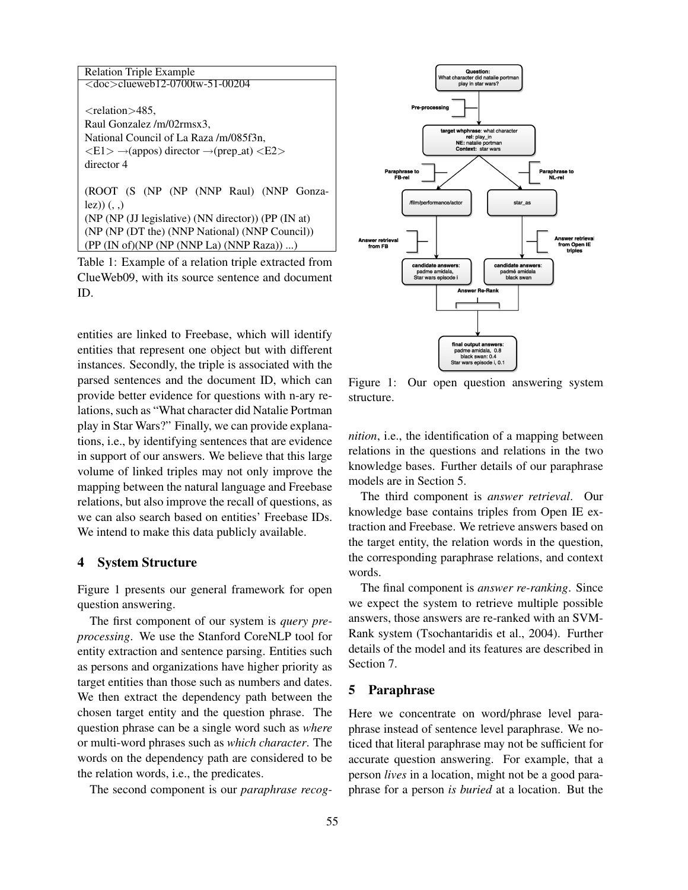| Relation Triple Example |
|---|
| <doc>clueweb12-0700tw-51-00204<br><br><relation>485,<br>Raul Gonzalez /m/02rmsx3,<br>National Council of La Raza /m/085f3n,<br><E1> →(appos) director →(prep_at) <E2><br>director 4<br><br>(ROOT (S (NP (NP (NNP Raul) (NNP Gonzalez)) (, ,)<br>(NP (NP (JJ legislative) (NN director)) (PP (IN at)<br>(NP (NP (DT the) (NNP National) (NNP Council))<br>(PP (IN of)(NP (NP (NNP La) (NNP Raza)) ...) |

Table 1: Example of a relation triple extracted from ClueWeb09, with its source sentence and document ID.

entities are linked to Freebase, which will identify entities that represent one object but with different instances. Secondly, the triple is associated with the parsed sentences and the document ID, which can provide better evidence for questions with n-ary relations, such as "What character did Natalie Portman play in Star Wars?" Finally, we can provide explanations, i.e., by identifying sentences that are evidence in support of our answers. We believe that this large volume of linked triples may not only improve the mapping between the natural language and Freebase relations, but also improve the recall of questions, as we can also search based on entities' Freebase IDs. We intend to make this data publicly available.

## 4 System Structure

Figure 1 presents our general framework for open question answering.

The first component of our system is *query preprocessing*. We use the Stanford CoreNLP tool for entity extraction and sentence parsing. Entities such as persons and organizations have higher priority as target entities than those such as numbers and dates. We then extract the dependency path between the chosen target entity and the question phrase. The question phrase can be a single word such as *where* or multi-word phrases such as *which character*. The words on the dependency path are considered to be the relation words, i.e., the predicates.

The second component is our *paraphrase recognition*, i.e., the identification of a mapping between relations in the questions and relations in the two knowledge bases. Further details of our paraphrase models are in Section 5.

Figure 1: Our open question answering system structure.

The third component is *answer retrieval*. Our knowledge base contains triples from Open IE extraction and Freebase. We retrieve answers based on the target entity, the relation words in the question, the corresponding paraphrase relations, and context words.

The final component is *answer re-ranking*. Since we expect the system to retrieve multiple possible answers, those answers are re-ranked with an SVM-Rank system (Tsochantaridis et al., 2004). Further details of the model and its features are described in Section 7.

## 5 Paraphrase

Here we concentrate on word/phrase level paraphrase instead of sentence level paraphrase. We noticed that literal paraphrase may not be sufficient for accurate question answering. For example, that a person *lives* in a location, might not be a good paraphrase for a person *is buried* at a location. But the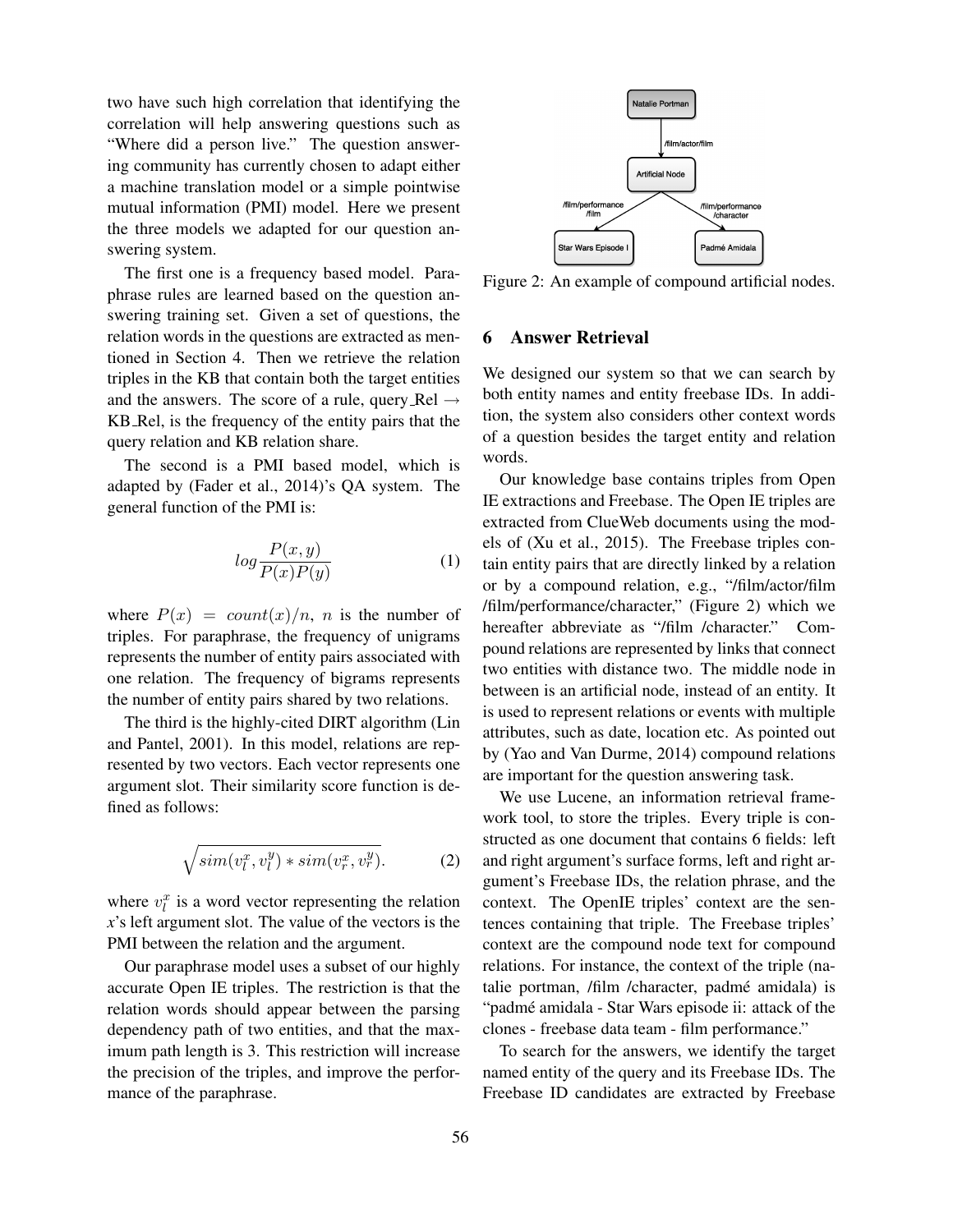two have such high correlation that identifying the correlation will help answering questions such as "Where did a person live." The question answering community has currently chosen to adapt either a machine translation model or a simple pointwise mutual information (PMI) model. Here we present the three models we adapted for our question answering system.

The first one is a frequency based model. Paraphrase rules are learned based on the question answering training set. Given a set of questions, the relation words in the questions are extracted as mentioned in Section 4. Then we retrieve the relation triples in the KB that contain both the target entities and the answers. The score of a rule, query_Rel → KB_Rel, is the frequency of the entity pairs that the query relation and KB relation share.

The second is a PMI based model, which is adapted by (Fader et al., 2014)'s QA system. The general function of the PMI is:

$$log \frac{P(x, y)}{P(x)P(y)} \tag{1}$$

where $P(x) = count(x)/n$, $n$ is the number of triples. For paraphrase, the frequency of unigrams represents the number of entity pairs associated with one relation. The frequency of bigrams represents the number of entity pairs shared by two relations.

The third is the highly-cited DIRT algorithm (Lin and Pantel, 2001). In this model, relations are represented by two vectors. Each vector represents one argument slot. Their similarity score function is defined as follows:

$$\sqrt{sim(v_l^x, v_l^y) * sim(v_r^x, v_r^y)}. \tag{2}$$

where $v_l^x$ is a word vector representing the relation $x$'s left argument slot. The value of the vectors is the PMI between the relation and the argument.

Our paraphrase model uses a subset of our highly accurate Open IE triples. The restriction is that the relation words should appear between the parsing dependency path of two entities, and that the maximum path length is 3. This restriction will increase the precision of the triples, and improve the performance of the paraphrase.

Figure 2: An example of compound artificial nodes.

## 6 Answer Retrieval

We designed our system so that we can search by both entity names and entity freebase IDs. In addition, the system also considers other context words of a question besides the target entity and relation words.

Our knowledge base contains triples from Open IE extractions and Freebase. The Open IE triples are extracted from ClueWeb documents using the models of (Xu et al., 2015). The Freebase triples contain entity pairs that are directly linked by a relation or by a compound relation, e.g., "/film/actor/film /film/performance/character," (Figure 2) which we hereafter abbreviate as "/film /character." Compound relations are represented by links that connect two entities with distance two. The middle node in between is an artificial node, instead of an entity. It is used to represent relations or events with multiple attributes, such as date, location etc. As pointed out by (Yao and Van Durme, 2014) compound relations are important for the question answering task.

We use Lucene, an information retrieval framework tool, to store the triples. Every triple is constructed as one document that contains 6 fields: left and right argument's surface forms, left and right argument's Freebase IDs, the relation phrase, and the context. The OpenIE triples' context are the sentences containing that triple. The Freebase triples' context are the compound node text for compound relations. For instance, the context of the triple (natalie portman, /film /character, padmé amidala) is "padmé amidala - Star Wars episode ii: attack of the clones - freebase data team - film performance."

To search for the answers, we identify the target named entity of the query and its Freebase IDs. The Freebase ID candidates are extracted by Freebase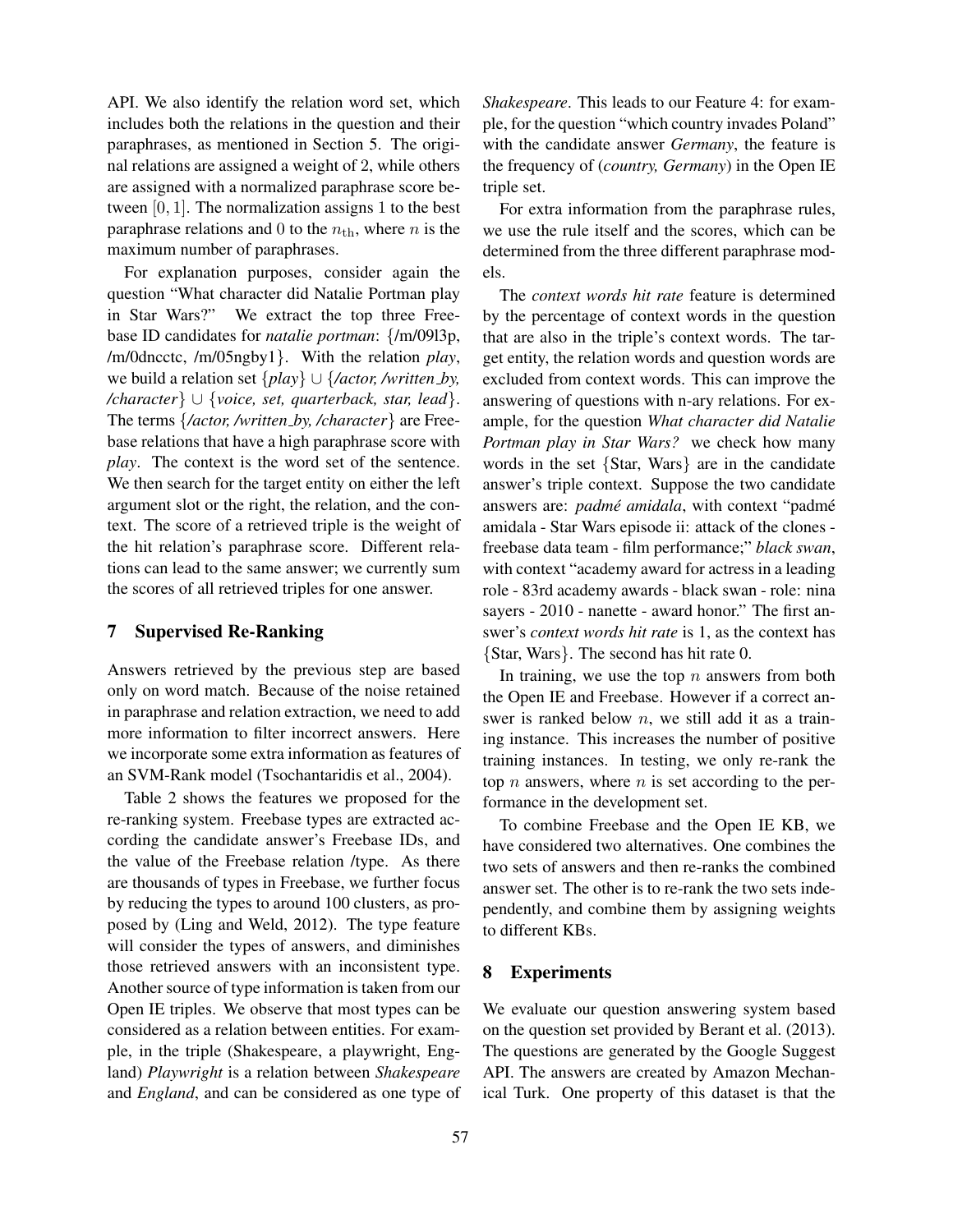API. We also identify the relation word set, which includes both the relations in the question and their paraphrases, as mentioned in Section 5. The original relations are assigned a weight of 2, while others are assigned with a normalized paraphrase score between $[0, 1]$. The normalization assigns 1 to the best paraphrase relations and 0 to the $n_{\text{th}}$, where $n$ is the maximum number of paraphrases.

For explanation purposes, consider again the question "What character did Natalie Portman play in Star Wars?" We extract the top three Freebase ID candidates for *natalie portman*: {/m/09l3p, /m/0dncctc, /m/05ngby1}. With the relation *play*, we build a relation set {*play*} ∪ {*/actor, /written_by, /character*} ∪ {*voice, set, quarterback, star, lead*}. The terms {*/actor, /written_by, /character*} are Freebase relations that have a high paraphrase score with *play*. The context is the word set of the sentence. We then search for the target entity on either the left argument slot or the right, the relation, and the context. The score of a retrieved triple is the weight of the hit relation's paraphrase score. Different relations can lead to the same answer; we currently sum the scores of all retrieved triples for one answer.

## 7 Supervised Re-Ranking

Answers retrieved by the previous step are based only on word match. Because of the noise retained in paraphrase and relation extraction, we need to add more information to filter incorrect answers. Here we incorporate some extra information as features of an SVM-Rank model (Tsochantaridis et al., 2004).

Table 2 shows the features we proposed for the re-ranking system. Freebase types are extracted according the candidate answer's Freebase IDs, and the value of the Freebase relation /type. As there are thousands of types in Freebase, we further focus by reducing the types to around 100 clusters, as proposed by (Ling and Weld, 2012). The type feature will consider the types of answers, and diminishes those retrieved answers with an inconsistent type. Another source of type information is taken from our Open IE triples. We observe that most types can be considered as a relation between entities. For example, in the triple (Shakespeare, a playwright, England) *Playwright* is a relation between *Shakespeare* and *England*, and can be considered as one type of *Shakespeare*. This leads to our Feature 4: for example, for the question "which country invades Poland" with the candidate answer *Germany*, the feature is the frequency of (*country, Germany*) in the Open IE triple set.

For extra information from the paraphrase rules, we use the rule itself and the scores, which can be determined from the three different paraphrase models.

The *context words hit rate* feature is determined by the percentage of context words in the question that are also in the triple's context words. The target entity, the relation words and question words are excluded from context words. This can improve the answering of questions with n-ary relations. For example, for the question *What character did Natalie Portman play in Star Wars?* we check how many words in the set {Star, Wars} are in the candidate answer's triple context. Suppose the two candidate answers are: *padmé amidala*, with context "padmé amidala - Star Wars episode ii: attack of the clones - freebase data team - film performance;" *black swan*, with context "academy award for actress in a leading role - 83rd academy awards - black swan - role: nina sayers - 2010 - nanette - award honor." The first answer's *context words hit rate* is 1, as the context has {Star, Wars}. The second has hit rate 0.

In training, we use the top $n$ answers from both the Open IE and Freebase. However if a correct answer is ranked below $n$, we still add it as a training instance. This increases the number of positive training instances. In testing, we only re-rank the top $n$ answers, where $n$ is set according to the performance in the development set.

To combine Freebase and the Open IE KB, we have considered two alternatives. One combines the two sets of answers and then re-ranks the combined answer set. The other is to re-rank the two sets independently, and combine them by assigning weights to different KBs.

## 8 Experiments

We evaluate our question answering system based on the question set provided by Berant et al. (2013). The questions are generated by the Google Suggest API. The answers are created by Amazon Mechanical Turk. One property of this dataset is that the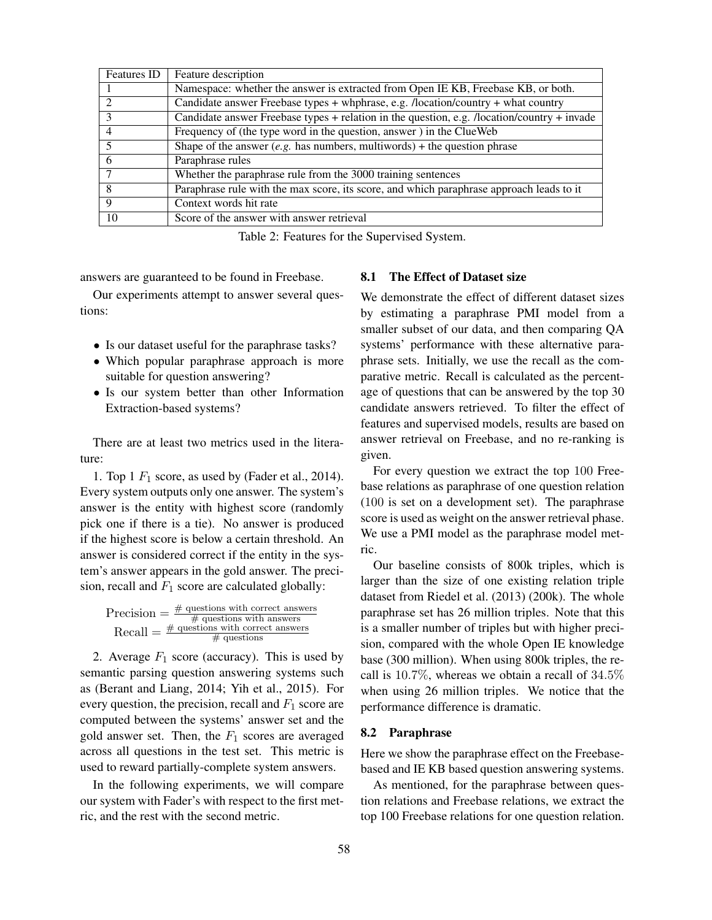| Features ID | Feature description |
|---|---|
| 1 | Namespace: whether the answer is extracted from Open IE KB, Freebase KB, or both. |
| 2 | Candidate answer Freebase types + whphrase, e.g. /location/country + what country |
| 3 | Candidate answer Freebase types + relation in the question, e.g. /location/country + invade |
| 4 | Frequency of (the type word in the question, answer ) in the ClueWeb |
| 5 | Shape of the answer (*e.g.* has numbers, multiwords) + the question phrase |
| 6 | Paraphrase rules |
| 7 | Whether the paraphrase rule from the 3000 training sentences |
| 8 | Paraphrase rule with the max score, its score, and which paraphrase approach leads to it |
| 9 | Context words hit rate |
| 10 | Score of the answer with answer retrieval |

Table 2: Features for the Supervised System.

answers are guaranteed to be found in Freebase.

Our experiments attempt to answer several questions:

- Is our dataset useful for the paraphrase tasks?
- Which popular paraphrase approach is more suitable for question answering?
- Is our system better than other Information Extraction-based systems?

There are at least two metrics used in the literature:

1. Top 1 $F_1$ score, as used by (Fader et al., 2014). Every system outputs only one answer. The system's answer is the entity with highest score (randomly pick one if there is a tie). No answer is produced if the highest score is below a certain threshold. An answer is considered correct if the entity in the system's answer appears in the gold answer. The precision, recall and $F_1$ score are calculated globally:

$$\text{Precision} = \frac{\text{\# questions with correct answers}}{\text{\# questions with answers}}$$
$$\text{Recall} = \frac{\text{\# questions with correct answers}}{\text{\# questions}}$$

2. Average $F_1$ score (accuracy). This is used by semantic parsing question answering systems such as (Berant and Liang, 2014; Yih et al., 2015). For every question, the precision, recall and $F_1$ score are computed between the systems' answer set and the gold answer set. Then, the $F_1$ scores are averaged across all questions in the test set. This metric is used to reward partially-complete system answers.

In the following experiments, we will compare our system with Fader's with respect to the first metric, and the rest with the second metric.

### 8.1 The Effect of Dataset size

We demonstrate the effect of different dataset sizes by estimating a paraphrase PMI model from a smaller subset of our data, and then comparing QA systems' performance with these alternative paraphrase sets. Initially, we use the recall as the comparative metric. Recall is calculated as the percentage of questions that can be answered by the top 30 candidate answers retrieved. To filter the effect of features and supervised models, results are based on answer retrieval on Freebase, and no re-ranking is given.

For every question we extract the top 100 Freebase relations as paraphrase of one question relation (100 is set on a development set). The paraphrase score is used as weight on the answer retrieval phase. We use a PMI model as the paraphrase model metric.

Our baseline consists of 800k triples, which is larger than the size of one existing relation triple dataset from Riedel et al. (2013) (200k). The whole paraphrase set has 26 million triples. Note that this is a smaller number of triples but with higher precision, compared with the whole Open IE knowledge base (300 million). When using 800k triples, the recall is $10.7\%$, whereas we obtain a recall of $34.5\%$ when using 26 million triples. We notice that the performance difference is dramatic.

### 8.2 Paraphrase

Here we show the paraphrase effect on the Freebase-based and IE KB based question answering systems.

As mentioned, for the paraphrase between question relations and Freebase relations, we extract the top 100 Freebase relations for one question relation.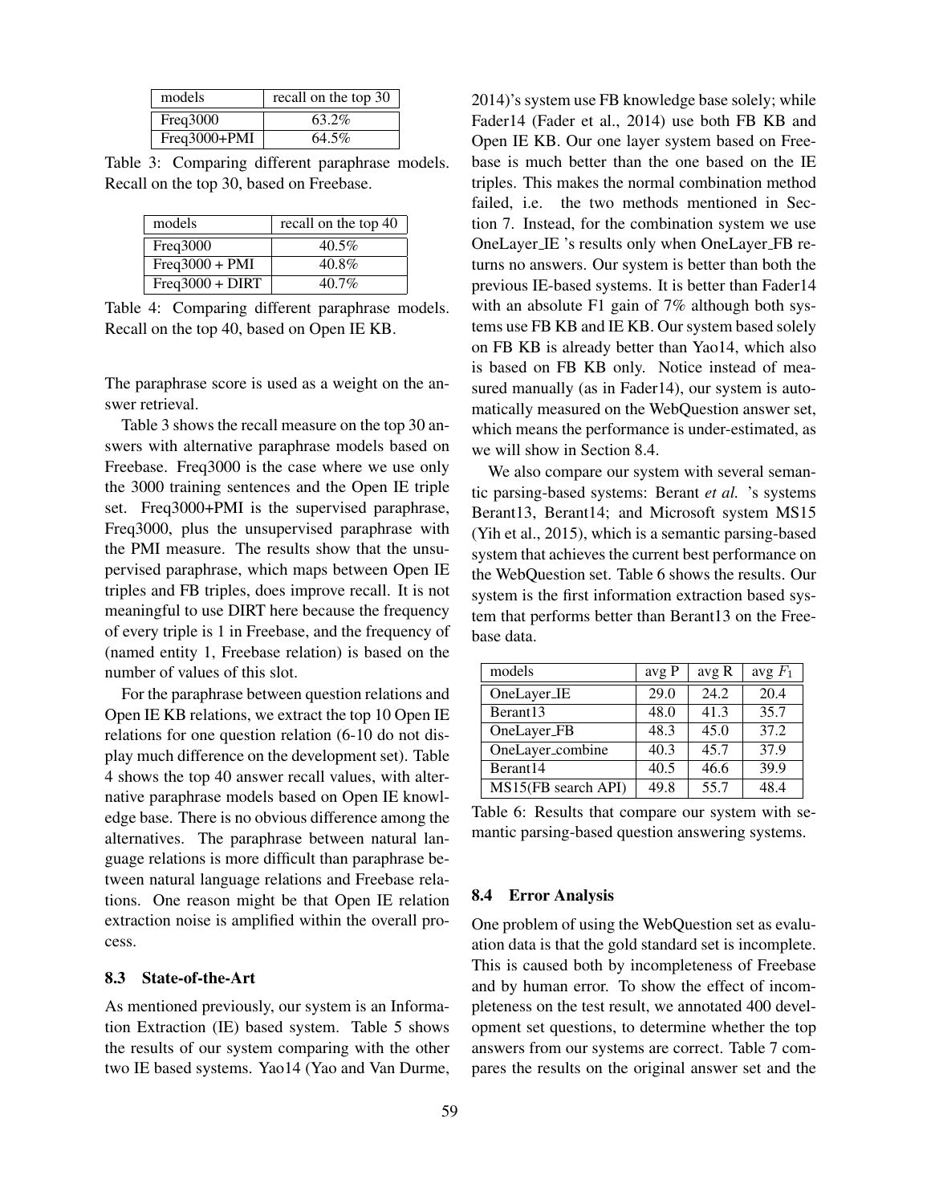| models | recall on the top 30 |
| --- | --- |
| Freq3000 | 63.2% |
| Freq3000+PMI | 64.5% |

Table 3: Comparing different paraphrase models. Recall on the top 30, based on Freebase.

| models | recall on the top 40 |
| --- | --- |
| Freq3000 | 40.5% |
| Freq3000 + PMI | 40.8% |
| Freq3000 + DIRT | 40.7% |

Table 4: Comparing different paraphrase models. Recall on the top 40, based on Open IE KB.

The paraphrase score is used as a weight on the answer retrieval.

Table 3 shows the recall measure on the top 30 answers with alternative paraphrase models based on Freebase. Freq3000 is the case where we use only the 3000 training sentences and the Open IE triple set. Freq3000+PMI is the supervised paraphrase, Freq3000, plus the unsupervised paraphrase with the PMI measure. The results show that the unsupervised paraphrase, which maps between Open IE triples and FB triples, does improve recall. It is not meaningful to use DIRT here because the frequency of every triple is 1 in Freebase, and the frequency of (named entity 1, Freebase relation) is based on the number of values of this slot.

For the paraphrase between question relations and Open IE KB relations, we extract the top 10 Open IE relations for one question relation (6-10 do not display much difference on the development set). Table 4 shows the top 40 answer recall values, with alternative paraphrase models based on Open IE knowledge base. There is no obvious difference among the alternatives. The paraphrase between natural language relations is more difficult than paraphrase between natural language relations and Freebase relations. One reason might be that Open IE relation extraction noise is amplified within the overall process.

### 8.3 State-of-the-Art

As mentioned previously, our system is an Information Extraction (IE) based system. Table 5 shows the results of our system comparing with the other two IE based systems. Yao14 (Yao and Van Durme, 2014)'s system use FB knowledge base solely; while Fader14 (Fader et al., 2014) use both FB KB and Open IE KB. Our one layer system based on Freebase is much better than the one based on the IE triples. This makes the normal combination method failed, i.e. the two methods mentioned in Section 7. Instead, for the combination system we use OneLayer_IE 's results only when OneLayer_FB returns no answers. Our system is better than both the previous IE-based systems. It is better than Fader14 with an absolute F1 gain of 7% although both systems use FB KB and IE KB. Our system based solely on FB KB is already better than Yao14, which also is based on FB KB only. Notice instead of measured manually (as in Fader14), our system is automatically measured on the WebQuestion answer set, which means the performance is under-estimated, as we will show in Section 8.4.

We also compare our system with several semantic parsing-based systems: Berant *et al.* 's systems Berant13, Berant14; and Microsoft system MS15 (Yih et al., 2015), which is a semantic parsing-based system that achieves the current best performance on the WebQuestion set. Table 6 shows the results. Our system is the first information extraction based system that performs better than Berant13 on the Freebase data.

| models | avg P | avg R | avg $F_1$ |
| --- | --- | --- | --- |
| OneLayer_IE | 29.0 | 24.2 | 20.4 |
| Berant13 | 48.0 | 41.3 | 35.7 |
| OneLayer_FB | 48.3 | 45.0 | 37.2 |
| OneLayer_combine | 40.3 | 45.7 | 37.9 |
| Berant14 | 40.5 | 46.6 | 39.9 |
| MS15(FB search API) | 49.8 | 55.7 | 48.4 |

Table 6: Results that compare our system with semantic parsing-based question answering systems.

### 8.4 Error Analysis

One problem of using the WebQuestion set as evaluation data is that the gold standard set is incomplete. This is caused both by incompleteness of Freebase and by human error. To show the effect of incompleteness on the test result, we annotated 400 development set questions, to determine whether the top answers from our systems are correct. Table 7 compares the results on the original answer set and the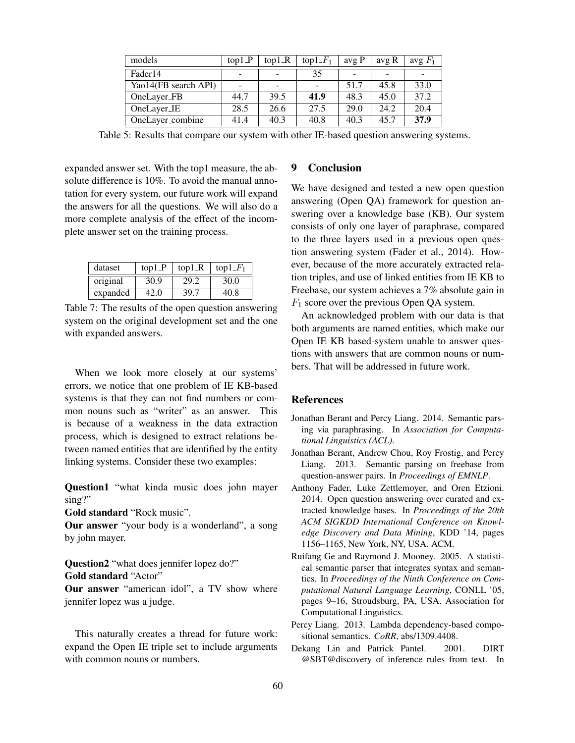| models | top1_P | top1_R | top1_$F_1$ | avg P | avg R | avg $F_1$ |
|---|---|---|---|---|---|---|
| Fader14 | - | - | 35 | - | - | - |
| Yao14(FB search API) | - | - | - | 51.7 | 45.8 | 33.0 |
| OneLayer_FB | 44.7 | 39.5 | **41.9** | 48.3 | 45.0 | 37.2 |
| OneLayer_IE | 28.5 | 26.6 | 27.5 | 29.0 | 24.2 | 20.4 |
| OneLayer_combine | 41.4 | 40.3 | 40.8 | 40.3 | 45.7 | **37.9** |

Table 5: Results that compare our system with other IE-based question answering systems.

expanded answer set. With the top1 measure, the absolute difference is 10%. To avoid the manual annotation for every system, our future work will expand the answers for all the questions. We will also do a more complete analysis of the effect of the incomplete answer set on the training process.

| dataset | top1_P | top1_R | top1_$F_1$ |
|---|---|---|---|
| original | 30.9 | 29.2 | 30.0 |
| expanded | 42.0 | 39.7 | 40.8 |

Table 7: The results of the open question answering system on the original development set and the one with expanded answers.

When we look more closely at our systems' errors, we notice that one problem of IE KB-based systems is that they can not find numbers or common nouns such as "writer" as an answer. This is because of a weakness in the data extraction process, which is designed to extract relations between named entities that are identified by the entity linking systems. Consider these two examples:

**Question1** "what kinda music does john mayer sing?"
**Gold standard** "Rock music".
**Our answer** "your body is a wonderland", a song by john mayer.

**Question2** "what does jennifer lopez do?"
**Gold standard** "Actor"
**Our answer** "american idol", a TV show where jennifer lopez was a judge.

This naturally creates a thread for future work: expand the Open IE triple set to include arguments with common nouns or numbers.

## 9 Conclusion

We have designed and tested a new open question answering (Open QA) framework for question answering over a knowledge base (KB). Our system consists of only one layer of paraphrase, compared to the three layers used in a previous open question answering system (Fader et al., 2014). However, because of the more accurately extracted relation triples, and use of linked entities from IE KB to Freebase, our system achieves a 7% absolute gain in $F_1$ score over the previous Open QA system.

An acknowledged problem with our data is that both arguments are named entities, which make our Open IE KB based-system unable to answer questions with answers that are common nouns or numbers. That will be addressed in future work.

## References

Jonathan Berant and Percy Liang. 2014. Semantic parsing via paraphrasing. In *Association for Computational Linguistics (ACL)*.

Jonathan Berant, Andrew Chou, Roy Frostig, and Percy Liang. 2013. Semantic parsing on freebase from question-answer pairs. In *Proceedings of EMNLP*.

Anthony Fader, Luke Zettlemoyer, and Oren Etzioni. 2014. Open question answering over curated and extracted knowledge bases. In *Proceedings of the 20th ACM SIGKDD International Conference on Knowledge Discovery and Data Mining*, KDD '14, pages 1156–1165, New York, NY, USA. ACM.

Ruifang Ge and Raymond J. Mooney. 2005. A statistical semantic parser that integrates syntax and semantics. In *Proceedings of the Ninth Conference on Computational Natural Language Learning*, CONLL '05, pages 9–16, Stroudsburg, PA, USA. Association for Computational Linguistics.

Percy Liang. 2013. Lambda dependency-based compositional semantics. *CoRR*, abs/1309.4408.

Dekang Lin and Patrick Pantel. 2001. DIRT @SBT@discovery of inference rules from text. In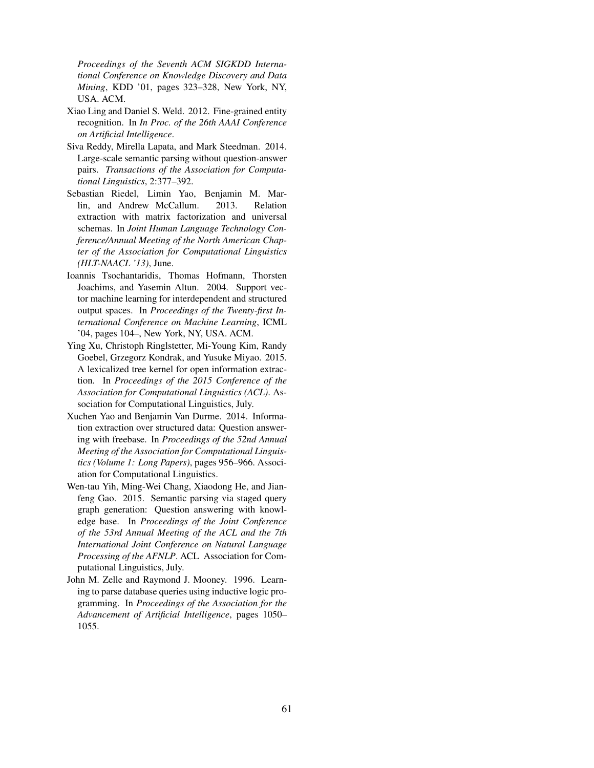*Proceedings of the Seventh ACM SIGKDD International Conference on Knowledge Discovery and Data Mining*, KDD '01, pages 323–328, New York, NY, USA. ACM.

Xiao Ling and Daniel S. Weld. 2012. Fine-grained entity recognition. In *In Proc. of the 26th AAAI Conference on Artificial Intelligence*.

Siva Reddy, Mirella Lapata, and Mark Steedman. 2014. Large-scale semantic parsing without question-answer pairs. *Transactions of the Association for Computational Linguistics*, 2:377–392.

Sebastian Riedel, Limin Yao, Benjamin M. Marlin, and Andrew McCallum. 2013. Relation extraction with matrix factorization and universal schemas. In *Joint Human Language Technology Conference/Annual Meeting of the North American Chapter of the Association for Computational Linguistics (HLT-NAACL '13)*, June.

Ioannis Tsochantaridis, Thomas Hofmann, Thorsten Joachims, and Yasemin Altun. 2004. Support vector machine learning for interdependent and structured output spaces. In *Proceedings of the Twenty-first International Conference on Machine Learning*, ICML '04, pages 104–, New York, NY, USA. ACM.

Ying Xu, Christoph Ringlstetter, Mi-Young Kim, Randy Goebel, Grzegorz Kondrak, and Yusuke Miyao. 2015. A lexicalized tree kernel for open information extraction. In *Proceedings of the 2015 Conference of the Association for Computational Linguistics (ACL)*. Association for Computational Linguistics, July.

Xuchen Yao and Benjamin Van Durme. 2014. Information extraction over structured data: Question answering with freebase. In *Proceedings of the 52nd Annual Meeting of the Association for Computational Linguistics (Volume 1: Long Papers)*, pages 956–966. Association for Computational Linguistics.

Wen-tau Yih, Ming-Wei Chang, Xiaodong He, and Jianfeng Gao. 2015. Semantic parsing via staged query graph generation: Question answering with knowledge base. In *Proceedings of the Joint Conference of the 53rd Annual Meeting of the ACL and the 7th International Joint Conference on Natural Language Processing of the AFNLP*. ACL Association for Computational Linguistics, July.

John M. Zelle and Raymond J. Mooney. 1996. Learning to parse database queries using inductive logic programming. In *Proceedings of the Association for the Advancement of Artificial Intelligence*, pages 1050–1055.